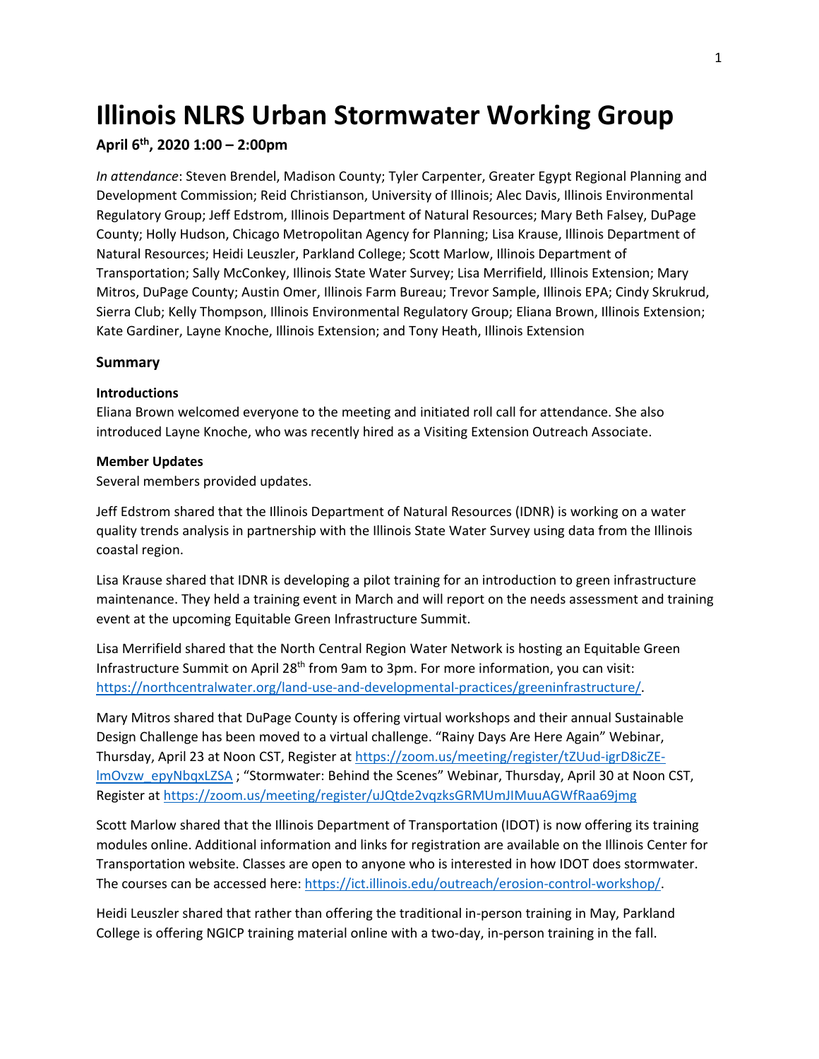# Illinois NLRS Urban Stormwater Working Group

**April 6th, 2020 1:00 – 2:00pm**

*In attendance*: Steven Brendel, Madison County; Tyler Carpenter, Greater Egypt Regional Planning and Development Commission; Reid Christianson, University of Illinois; Alec Davis, Illinois Environmental Regulatory Group; Jeff Edstrom, Illinois Department of Natural Resources; Mary Beth Falsey, DuPage County; Holly Hudson, Chicago Metropolitan Agency for Planning; Lisa Krause, Illinois Department of Natural Resources; Heidi Leuszler, Parkland College; Scott Marlow, Illinois Department of Transportation; Sally McConkey, Illinois State Water Survey; Lisa Merrifield, Illinois Extension; Mary Mitros, DuPage County; Austin Omer, Illinois Farm Bureau; Trevor Sample, Illinois EPA; Cindy Skrukrud, Sierra Club; Kelly Thompson, Illinois Environmental Regulatory Group; Eliana Brown, Illinois Extension; Kate Gardiner, Layne Knoche, Illinois Extension; and Tony Heath, Illinois Extension

## Summary

### Introductions

Eliana Brown welcomed everyone to the meeting and initiated roll call for attendance. She also introduced Layne Knoche, who was recently hired as a Visiting Extension Outreach Associate.

### Member Updates

Several members provided updates.

Jeff Edstrom shared that the Illinois Department of Natural Resources (IDNR) is working on a water quality trends analysis in partnership with the Illinois State Water Survey using data from the Illinois coastal region.

Lisa Krause shared that IDNR is developing a pilot training for an introduction to green infrastructure maintenance. They held a training event in March and will report on the needs assessment and training event at the upcoming Equitable Green Infrastructure Summit.

Lisa Merrifield shared that the North Central Region Water Network is hosting an Equitable Green Infrastructure Summit on April 28th from 9am to 3pm. For more information, you can visit: https://northcentralwater.org/land-use-and-developmental-practices/greeninfrastructure/.

Mary Mitros shared that DuPage County is offering virtual workshops and their annual Sustainable Design Challenge has been moved to a virtual challenge. "Rainy Days Are Here Again" Webinar, Thursday, April 23 at Noon CST, Register at https://zoom.us/meeting/register/tZUud-igrD8icZE-lmOvzw_epyNbqxLZSA ; "Stormwater: Behind the Scenes" Webinar, Thursday, April 30 at Noon CST, Register at https://zoom.us/meeting/register/uJQtde2vqzksGRMUmJIMuuAGWfRaa69jmg

Scott Marlow shared that the Illinois Department of Transportation (IDOT) is now offering its training modules online. Additional information and links for registration are available on the Illinois Center for Transportation website. Classes are open to anyone who is interested in how IDOT does stormwater. The courses can be accessed here: https://ict.illinois.edu/outreach/erosion-control-workshop/.

Heidi Leuszler shared that rather than offering the traditional in-person training in May, Parkland College is offering NGICP training material online with a two-day, in-person training in the fall.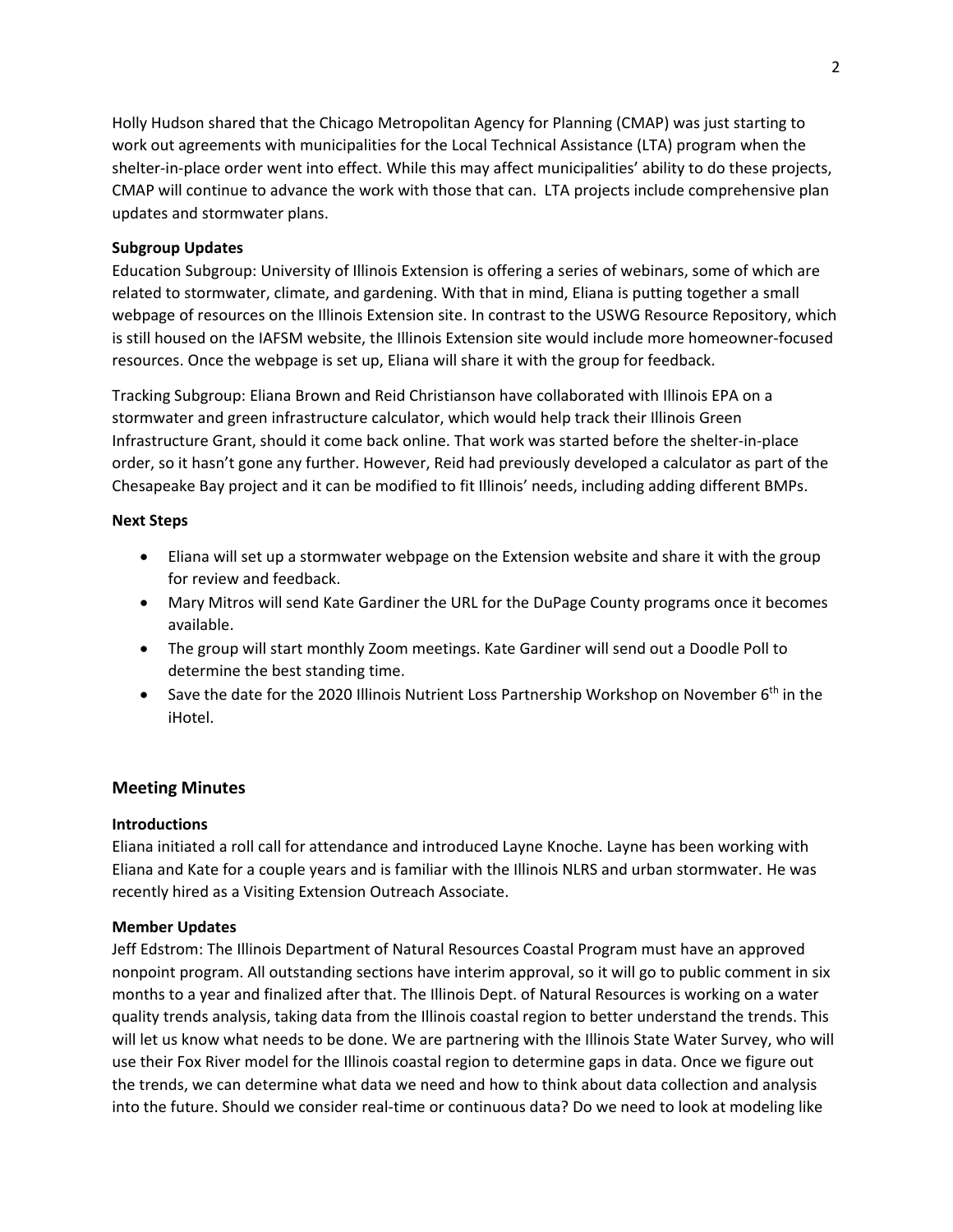Holly Hudson shared that the Chicago Metropolitan Agency for Planning (CMAP) was just starting to work out agreements with municipalities for the Local Technical Assistance (LTA) program when the shelter-in-place order went into effect. While this may affect municipalities' ability to do these projects, CMAP will continue to advance the work with those that can. LTA projects include comprehensive plan updates and stormwater plans.

**Subgroup Updates**

Education Subgroup: University of Illinois Extension is offering a series of webinars, some of which are related to stormwater, climate, and gardening. With that in mind, Eliana is putting together a small webpage of resources on the Illinois Extension site. In contrast to the USWG Resource Repository, which is still housed on the IAFSM website, the Illinois Extension site would include more homeowner-focused resources. Once the webpage is set up, Eliana will share it with the group for feedback.

Tracking Subgroup: Eliana Brown and Reid Christianson have collaborated with Illinois EPA on a stormwater and green infrastructure calculator, which would help track their Illinois Green Infrastructure Grant, should it come back online. That work was started before the shelter-in-place order, so it hasn't gone any further. However, Reid had previously developed a calculator as part of the Chesapeake Bay project and it can be modified to fit Illinois' needs, including adding different BMPs.

**Next Steps**

- Eliana will set up a stormwater webpage on the Extension website and share it with the group for review and feedback.
- Mary Mitros will send Kate Gardiner the URL for the DuPage County programs once it becomes available.
- The group will start monthly Zoom meetings. Kate Gardiner will send out a Doodle Poll to determine the best standing time.
- Save the date for the 2020 Illinois Nutrient Loss Partnership Workshop on November 6th in the iHotel.

## Meeting Minutes

**Introductions**

Eliana initiated a roll call for attendance and introduced Layne Knoche. Layne has been working with Eliana and Kate for a couple years and is familiar with the Illinois NLRS and urban stormwater. He was recently hired as a Visiting Extension Outreach Associate.

**Member Updates**

Jeff Edstrom: The Illinois Department of Natural Resources Coastal Program must have an approved nonpoint program. All outstanding sections have interim approval, so it will go to public comment in six months to a year and finalized after that. The Illinois Dept. of Natural Resources is working on a water quality trends analysis, taking data from the Illinois coastal region to better understand the trends. This will let us know what needs to be done. We are partnering with the Illinois State Water Survey, who will use their Fox River model for the Illinois coastal region to determine gaps in data. Once we figure out the trends, we can determine what data we need and how to think about data collection and analysis into the future. Should we consider real-time or continuous data? Do we need to look at modeling like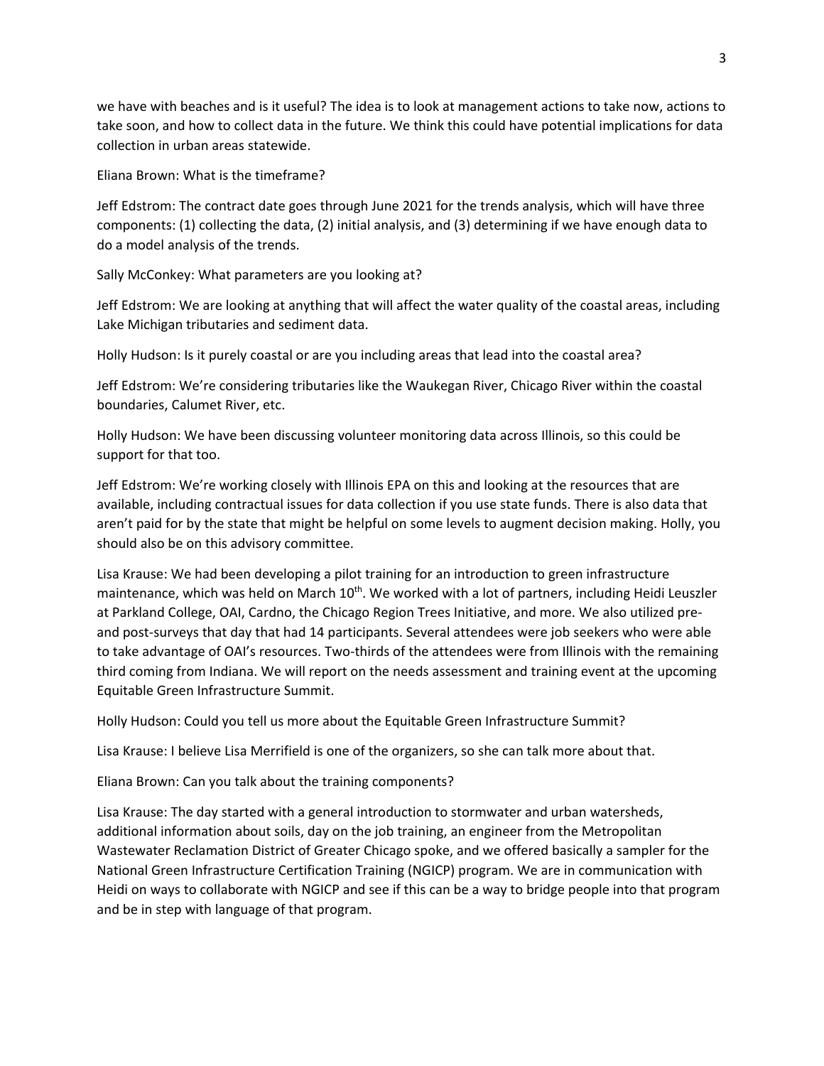we have with beaches and is it useful? The idea is to look at management actions to take now, actions to take soon, and how to collect data in the future. We think this could have potential implications for data collection in urban areas statewide.

Eliana Brown: What is the timeframe?

Jeff Edstrom: The contract date goes through June 2021 for the trends analysis, which will have three components: (1) collecting the data, (2) initial analysis, and (3) determining if we have enough data to do a model analysis of the trends.

Sally McConkey: What parameters are you looking at?

Jeff Edstrom: We are looking at anything that will affect the water quality of the coastal areas, including Lake Michigan tributaries and sediment data.

Holly Hudson: Is it purely coastal or are you including areas that lead into the coastal area?

Jeff Edstrom: We're considering tributaries like the Waukegan River, Chicago River within the coastal boundaries, Calumet River, etc.

Holly Hudson: We have been discussing volunteer monitoring data across Illinois, so this could be support for that too.

Jeff Edstrom: We're working closely with Illinois EPA on this and looking at the resources that are available, including contractual issues for data collection if you use state funds. There is also data that aren't paid for by the state that might be helpful on some levels to augment decision making. Holly, you should also be on this advisory committee.

Lisa Krause: We had been developing a pilot training for an introduction to green infrastructure maintenance, which was held on March 10th. We worked with a lot of partners, including Heidi Leuszler at Parkland College, OAI, Cardno, the Chicago Region Trees Initiative, and more. We also utilized pre- and post-surveys that day that had 14 participants. Several attendees were job seekers who were able to take advantage of OAI's resources. Two-thirds of the attendees were from Illinois with the remaining third coming from Indiana. We will report on the needs assessment and training event at the upcoming Equitable Green Infrastructure Summit.

Holly Hudson: Could you tell us more about the Equitable Green Infrastructure Summit?

Lisa Krause: I believe Lisa Merrifield is one of the organizers, so she can talk more about that.

Eliana Brown: Can you talk about the training components?

Lisa Krause: The day started with a general introduction to stormwater and urban watersheds, additional information about soils, day on the job training, an engineer from the Metropolitan Wastewater Reclamation District of Greater Chicago spoke, and we offered basically a sampler for the National Green Infrastructure Certification Training (NGICP) program. We are in communication with Heidi on ways to collaborate with NGICP and see if this can be a way to bridge people into that program and be in step with language of that program.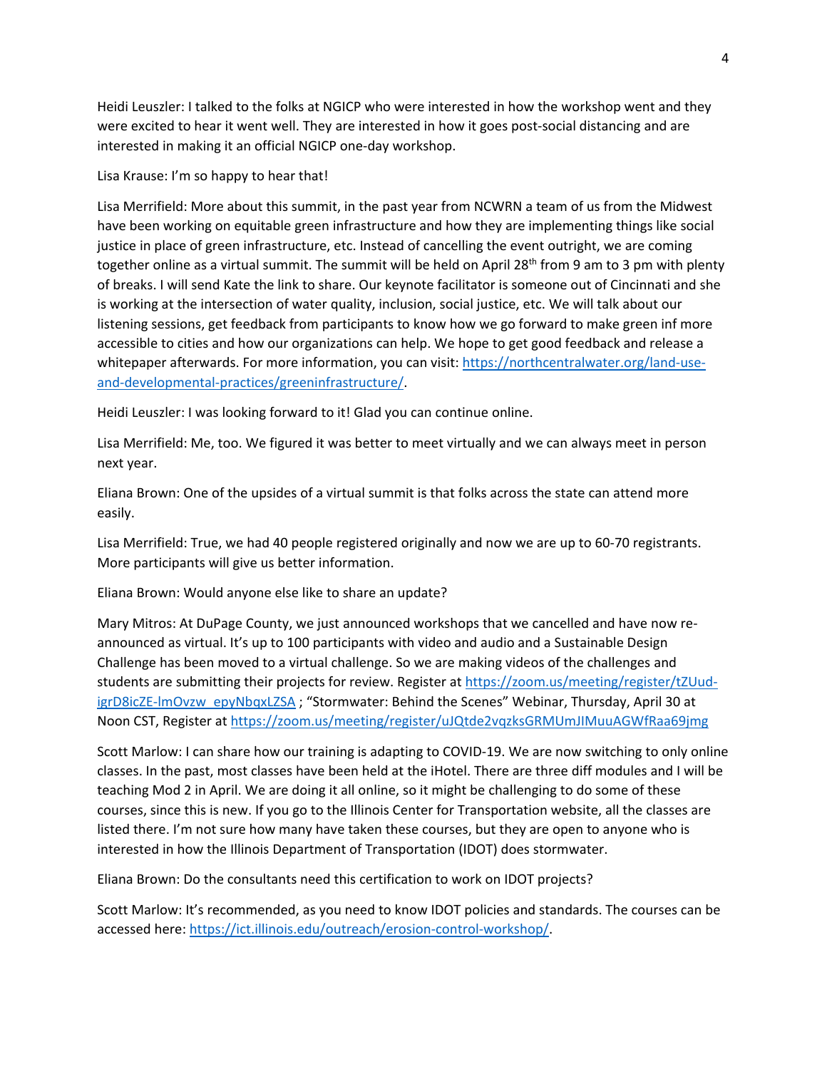Heidi Leuszler: I talked to the folks at NGICP who were interested in how the workshop went and they were excited to hear it went well. They are interested in how it goes post-social distancing and are interested in making it an official NGICP one-day workshop.

Lisa Krause: I'm so happy to hear that!

Lisa Merrifield: More about this summit, in the past year from NCWRN a team of us from the Midwest have been working on equitable green infrastructure and how they are implementing things like social justice in place of green infrastructure, etc. Instead of cancelling the event outright, we are coming together online as a virtual summit. The summit will be held on April 28th from 9 am to 3 pm with plenty of breaks. I will send Kate the link to share. Our keynote facilitator is someone out of Cincinnati and she is working at the intersection of water quality, inclusion, social justice, etc. We will talk about our listening sessions, get feedback from participants to know how we go forward to make green inf more accessible to cities and how our organizations can help. We hope to get good feedback and release a whitepaper afterwards. For more information, you can visit: https://northcentralwater.org/land-use-and-developmental-practices/greeninfrastructure/.

Heidi Leuszler: I was looking forward to it! Glad you can continue online.

Lisa Merrifield: Me, too. We figured it was better to meet virtually and we can always meet in person next year.

Eliana Brown: One of the upsides of a virtual summit is that folks across the state can attend more easily.

Lisa Merrifield: True, we had 40 people registered originally and now we are up to 60-70 registrants. More participants will give us better information.

Eliana Brown: Would anyone else like to share an update?

Mary Mitros: At DuPage County, we just announced workshops that we cancelled and have now re-announced as virtual. It's up to 100 participants with video and audio and a Sustainable Design Challenge has been moved to a virtual challenge. So we are making videos of the challenges and students are submitting their projects for review. Register at https://zoom.us/meeting/register/tZUud-igrD8icZE-lmOvzw_epyNbqxLZSA ; "Stormwater: Behind the Scenes" Webinar, Thursday, April 30 at Noon CST, Register at https://zoom.us/meeting/register/uJQtde2vqzksGRMUmJIMuuAGWfRaa69jmg

Scott Marlow: I can share how our training is adapting to COVID-19. We are now switching to only online classes. In the past, most classes have been held at the iHotel. There are three diff modules and I will be teaching Mod 2 in April. We are doing it all online, so it might be challenging to do some of these courses, since this is new. If you go to the Illinois Center for Transportation website, all the classes are listed there. I'm not sure how many have taken these courses, but they are open to anyone who is interested in how the Illinois Department of Transportation (IDOT) does stormwater.

Eliana Brown: Do the consultants need this certification to work on IDOT projects?

Scott Marlow: It's recommended, as you need to know IDOT policies and standards. The courses can be accessed here: https://ict.illinois.edu/outreach/erosion-control-workshop/.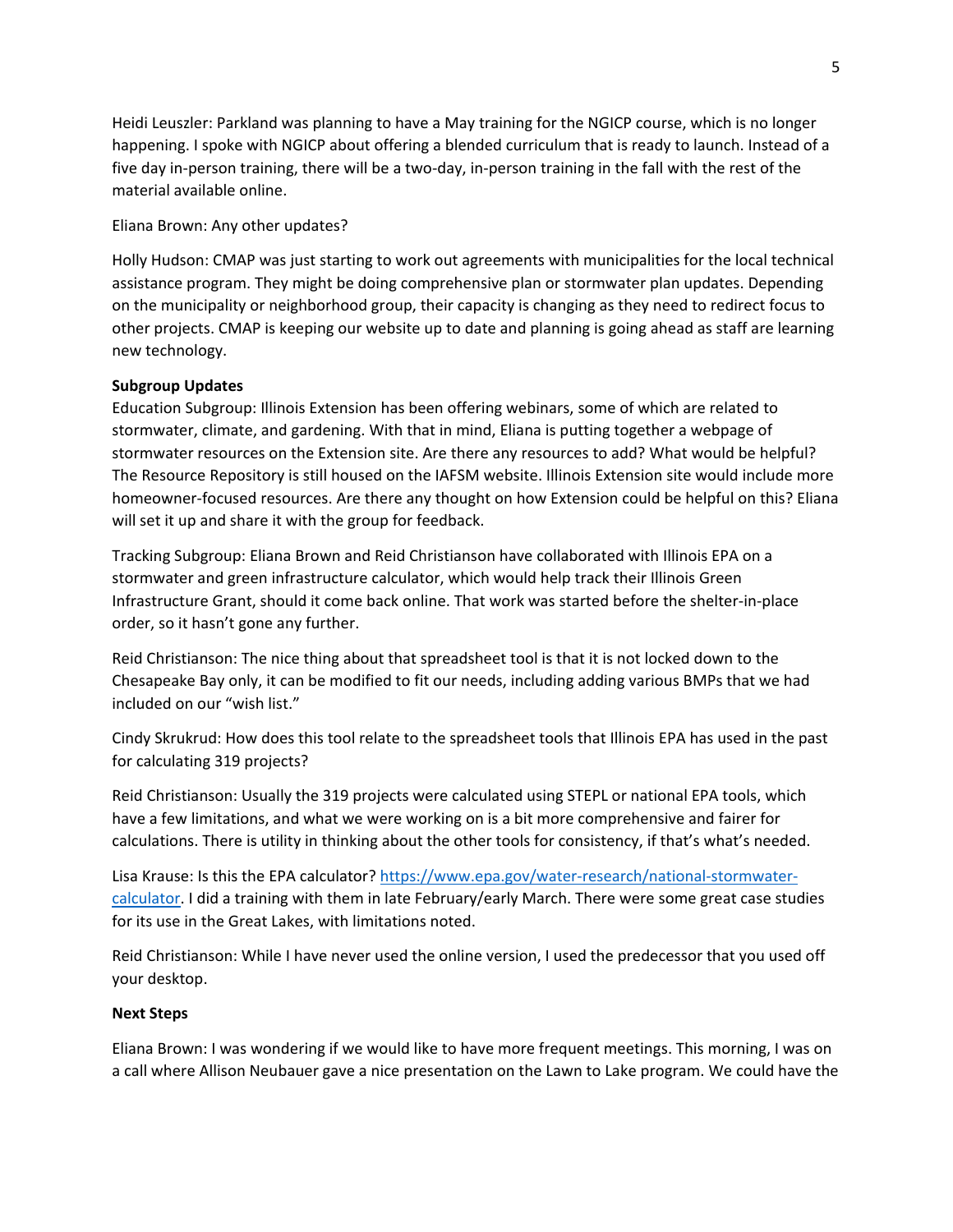Heidi Leuszler: Parkland was planning to have a May training for the NGICP course, which is no longer happening. I spoke with NGICP about offering a blended curriculum that is ready to launch. Instead of a five day in-person training, there will be a two-day, in-person training in the fall with the rest of the material available online.

Eliana Brown: Any other updates?

Holly Hudson: CMAP was just starting to work out agreements with municipalities for the local technical assistance program. They might be doing comprehensive plan or stormwater plan updates. Depending on the municipality or neighborhood group, their capacity is changing as they need to redirect focus to other projects. CMAP is keeping our website up to date and planning is going ahead as staff are learning new technology.

**Subgroup Updates**

Education Subgroup: Illinois Extension has been offering webinars, some of which are related to stormwater, climate, and gardening. With that in mind, Eliana is putting together a webpage of stormwater resources on the Extension site. Are there any resources to add? What would be helpful? The Resource Repository is still housed on the IAFSM website. Illinois Extension site would include more homeowner-focused resources. Are there any thought on how Extension could be helpful on this? Eliana will set it up and share it with the group for feedback.

Tracking Subgroup: Eliana Brown and Reid Christianson have collaborated with Illinois EPA on a stormwater and green infrastructure calculator, which would help track their Illinois Green Infrastructure Grant, should it come back online. That work was started before the shelter-in-place order, so it hasn't gone any further.

Reid Christianson: The nice thing about that spreadsheet tool is that it is not locked down to the Chesapeake Bay only, it can be modified to fit our needs, including adding various BMPs that we had included on our "wish list."

Cindy Skrukrud: How does this tool relate to the spreadsheet tools that Illinois EPA has used in the past for calculating 319 projects?

Reid Christianson: Usually the 319 projects were calculated using STEPL or national EPA tools, which have a few limitations, and what we were working on is a bit more comprehensive and fairer for calculations. There is utility in thinking about the other tools for consistency, if that's what's needed.

Lisa Krause: Is this the EPA calculator? [https://www.epa.gov/water-research/national-stormwater-calculator](https://www.epa.gov/water-research/national-stormwater-calculator). I did a training with them in late February/early March. There were some great case studies for its use in the Great Lakes, with limitations noted.

Reid Christianson: While I have never used the online version, I used the predecessor that you used off your desktop.

**Next Steps**

Eliana Brown: I was wondering if we would like to have more frequent meetings. This morning, I was on a call where Allison Neubauer gave a nice presentation on the Lawn to Lake program. We could have the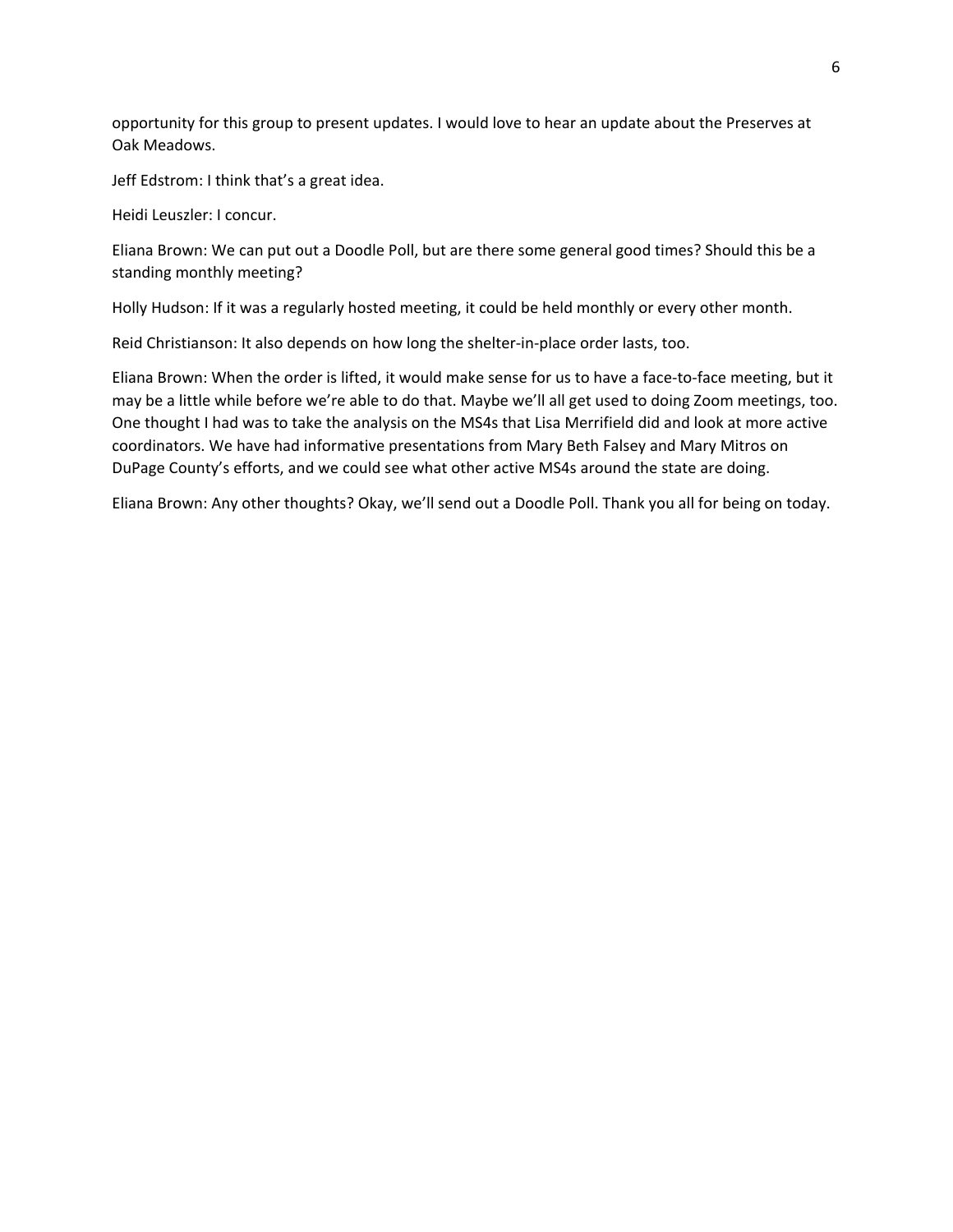opportunity for this group to present updates. I would love to hear an update about the Preserves at Oak Meadows.

Jeff Edstrom: I think that's a great idea.

Heidi Leuszler: I concur.

Eliana Brown: We can put out a Doodle Poll, but are there some general good times? Should this be a standing monthly meeting?

Holly Hudson: If it was a regularly hosted meeting, it could be held monthly or every other month.

Reid Christianson: It also depends on how long the shelter-in-place order lasts, too.

Eliana Brown: When the order is lifted, it would make sense for us to have a face-to-face meeting, but it may be a little while before we're able to do that. Maybe we'll all get used to doing Zoom meetings, too. One thought I had was to take the analysis on the MS4s that Lisa Merrifield did and look at more active coordinators. We have had informative presentations from Mary Beth Falsey and Mary Mitros on DuPage County's efforts, and we could see what other active MS4s around the state are doing.

Eliana Brown: Any other thoughts? Okay, we'll send out a Doodle Poll. Thank you all for being on today.